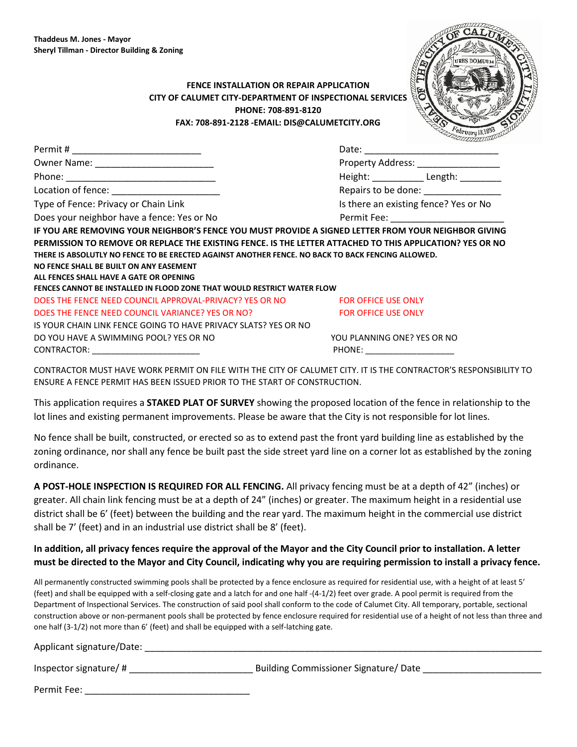**Thaddeus M. Jones - Mayor**
**Sheryl Tillman - Director Building & Zoning**

**FENCE INSTALLATION OR REPAIR APPLICATION**
**CITY OF CALUMET CITY-DEPARTMENT OF INSPECTIONAL SERVICES**
**PHONE: 708-891-8120**
**FAX: 708-891-2128 -EMAIL: DIS@CALUMETCITY.ORG**

Permit # _________________________ Date: _________________________

Owner Name: _______________________ Property Address: ________________

Phone: _____________________________ Height: __________ Length: ________

Location of fence: _____________________ Repairs to be done: _______________

Type of Fence: Privacy or Chain Link Is there an existing fence? Yes or No

Does your neighbor have a fence: Yes or No Permit Fee: ______________________

**IF YOU ARE REMOVING YOUR NEIGHBOR'S FENCE YOU MUST PROVIDE A SIGNED LETTER FROM YOUR NEIGHBOR GIVING PERMISSION TO REMOVE OR REPLACE THE EXISTING FENCE. IS THE LETTER ATTACHED TO THIS APPLICATION? YES OR NO**

**THERE IS ABSOLUTLY NO FENCE TO BE ERECTED AGAINST ANOTHER FENCE. NO BACK TO BACK FENCING ALLOWED.**

**NO FENCE SHALL BE BUILT ON ANY EASEMENT**

**ALL FENCES SHALL HAVE A GATE OR OPENING**

**FENCES CANNOT BE INSTALLED IN FLOOD ZONE THAT WOULD RESTRICT WATER FLOW**

DOES THE FENCE NEED COUNCIL APPROVAL-PRIVACY? YES OR NO FOR OFFICE USE ONLY

DOES THE FENCE NEED COUNCIL VARIANCE? YES OR NO? FOR OFFICE USE ONLY

IS YOUR CHAIN LINK FENCE GOING TO HAVE PRIVACY SLATS? YES OR NO

DO YOU HAVE A SWIMMING POOL? YES OR NO YOU PLANNING ONE? YES OR NO

CONTRACTOR: ______________________ PHONE: __________________

CONTRACTOR MUST HAVE WORK PERMIT ON FILE WITH THE CITY OF CALUMET CITY. IT IS THE CONTRACTOR'S RESPONSIBILITY TO ENSURE A FENCE PERMIT HAS BEEN ISSUED PRIOR TO THE START OF CONSTRUCTION.

This application requires a **STAKED PLAT OF SURVEY** showing the proposed location of the fence in relationship to the lot lines and existing permanent improvements. Please be aware that the City is not responsible for lot lines.

No fence shall be built, constructed, or erected so as to extend past the front yard building line as established by the zoning ordinance, nor shall any fence be built past the side street yard line on a corner lot as established by the zoning ordinance.

**A POST-HOLE INSPECTION IS REQUIRED FOR ALL FENCING.** All privacy fencing must be at a depth of 42" (inches) or greater. All chain link fencing must be at a depth of 24" (inches) or greater. The maximum height in a residential use district shall be 6' (feet) between the building and the rear yard. The maximum height in the commercial use district shall be 7' (feet) and in an industrial use district shall be 8' (feet).

**In addition, all privacy fences require the approval of the Mayor and the City Council prior to installation. A letter must be directed to the Mayor and City Council, indicating why you are requiring permission to install a privacy fence.**

All permanently constructed swimming pools shall be protected by a fence enclosure as required for residential use, with a height of at least 5' (feet) and shall be equipped with a self-closing gate and a latch for and one half -(4-1/2) feet over grade. A pool permit is required from the Department of Inspectional Services. The construction of said pool shall conform to the code of Calumet City. All temporary, portable, sectional construction above or non-permanent pools shall be protected by fence enclosure required for residential use of a height of not less than three and one half (3-1/2) not more than 6' (feet) and shall be equipped with a self-latching gate.

Applicant signature/Date: ________________________________________________________________

Inspector signature/ # _______________________ Building Commissioner Signature/ Date ______________________

Permit Fee: _______________________________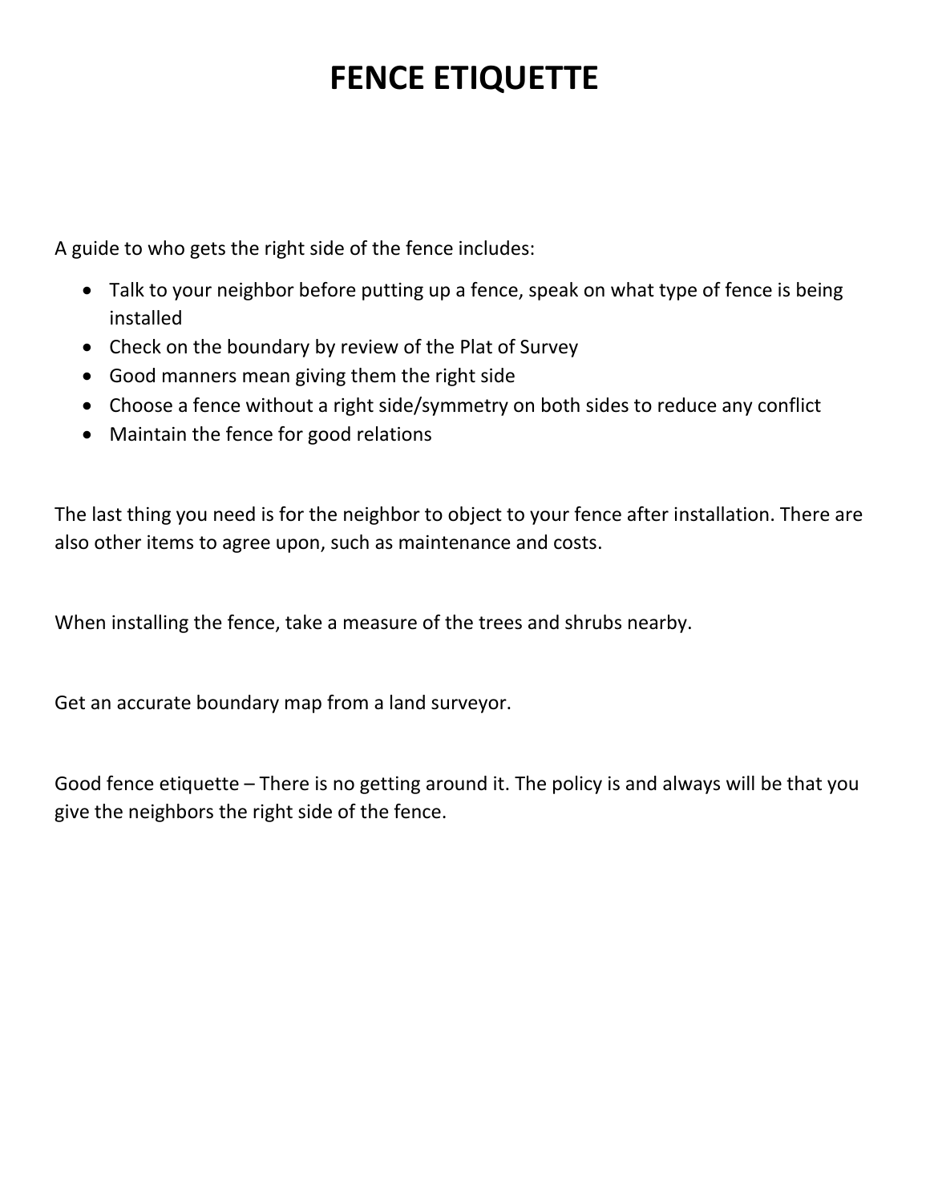# FENCE ETIQUETTE

A guide to who gets the right side of the fence includes:

- Talk to your neighbor before putting up a fence, speak on what type of fence is being installed
- Check on the boundary by review of the Plat of Survey
- Good manners mean giving them the right side
- Choose a fence without a right side/symmetry on both sides to reduce any conflict
- Maintain the fence for good relations

The last thing you need is for the neighbor to object to your fence after installation. There are also other items to agree upon, such as maintenance and costs.

When installing the fence, take a measure of the trees and shrubs nearby.

Get an accurate boundary map from a land surveyor.

Good fence etiquette – There is no getting around it. The policy is and always will be that you give the neighbors the right side of the fence.